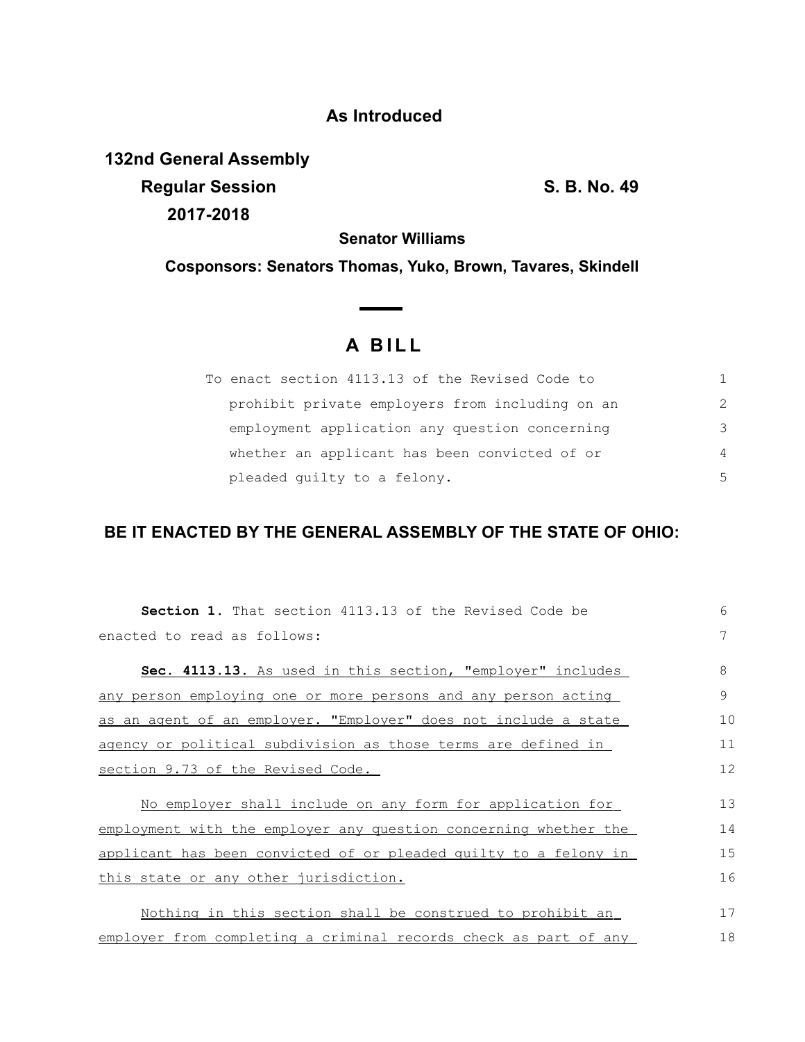**As Introduced**

**132nd General Assembly**
**Regular Session** **S. B. No. 49**
**2017-2018**

**Senator Williams**

**Cosponsors: Senators Thomas, Yuko, Brown, Tavares, Skindell**

# A BILL

To enact section 4113.13 of the Revised Code to prohibit private employers from including on an employment application any question concerning whether an applicant has been convicted of or pleaded guilty to a felony.

## BE IT ENACTED BY THE GENERAL ASSEMBLY OF THE STATE OF OHIO:

**Section 1.** That section 4113.13 of the Revised Code be enacted to read as follows:

**Sec. 4113.13.** As used in this section, "employer" includes any person employing one or more persons and any person acting as an agent of an employer. "Employer" does not include a state agency or political subdivision as those terms are defined in section 9.73 of the Revised Code.

No employer shall include on any form for application for employment with the employer any question concerning whether the applicant has been convicted of or pleaded guilty to a felony in this state or any other jurisdiction.

Nothing in this section shall be construed to prohibit an employer from completing a criminal records check as part of any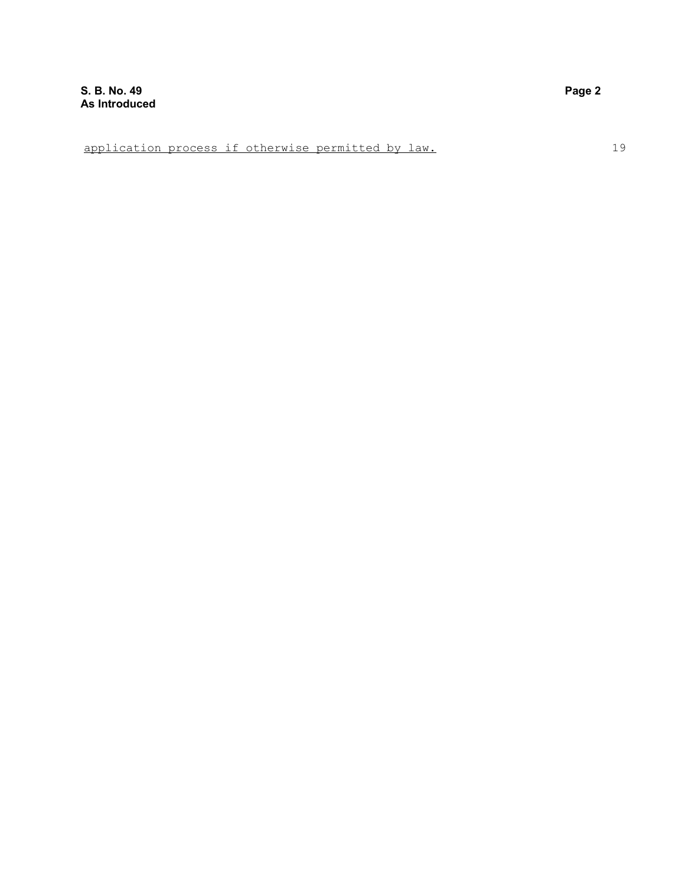application process if otherwise permitted by law.